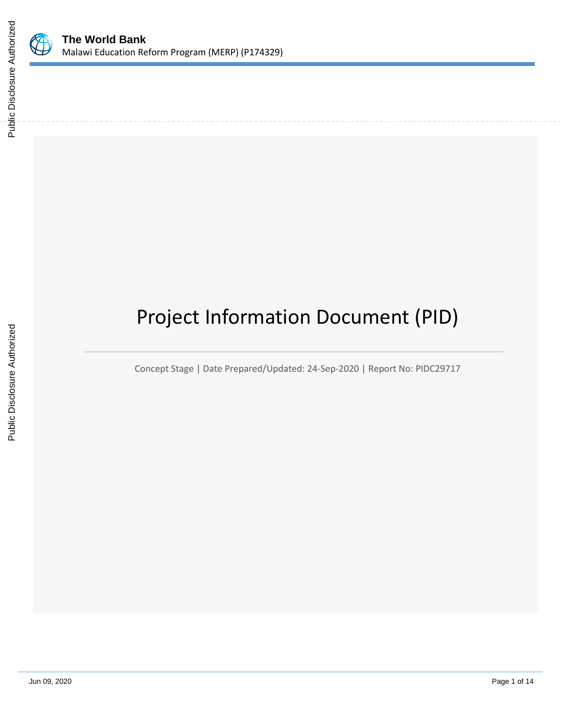# Project Information Document (PID)

Concept Stage | Date Prepared/Updated: 24-Sep-2020 | Report No: PIDC29717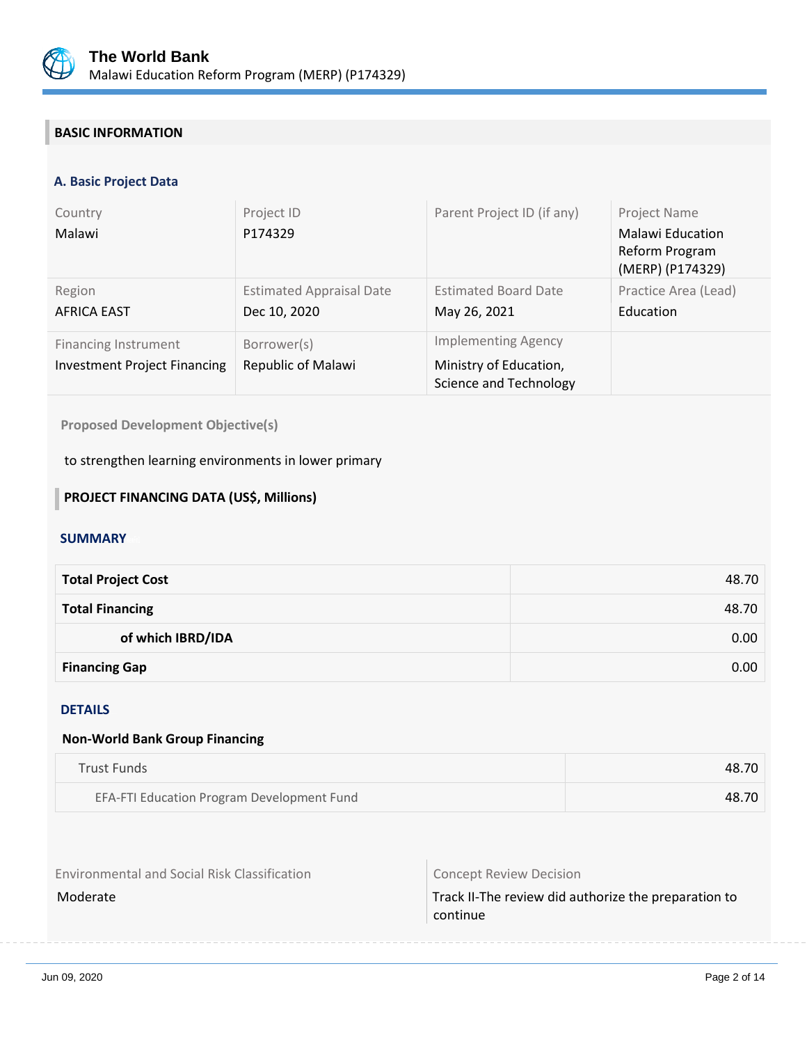## BASIC INFORMATION

### A. Basic Project Data

| Country | Project ID | Parent Project ID (if any) | Project Name |
|---|---|---|---|
| Malawi | P174329 | | Malawi Education Reform Program (MERP) (P174329) |
| **Region** | **Estimated Appraisal Date** | **Estimated Board Date** | **Practice Area (Lead)** |
| AFRICA EAST | Dec 10, 2020 | May 26, 2021 | Education |
| **Financing Instrument** | **Borrower(s)** | **Implementing Agency** | |
| Investment Project Financing | Republic of Malawi | Ministry of Education, Science and Technology | |

**Proposed Development Objective(s)**

to strengthen learning environments in lower primary

## PROJECT FINANCING DATA (US$, Millions)

### SUMMARY

| | |
|---|---|
| **Total Project Cost** | 48.70 |
| **Total Financing** | 48.70 |
| **of which IBRD/IDA** | 0.00 |
| **Financing Gap** | 0.00 |

### DETAILS

**Non-World Bank Group Financing**

| | |
|---|---|
| Trust Funds | 48.70 |
| EFA-FTI Education Program Development Fund | 48.70 |

| Environmental and Social Risk Classification | Concept Review Decision |
|---|---|
| Moderate | Track II-The review did authorize the preparation to continue |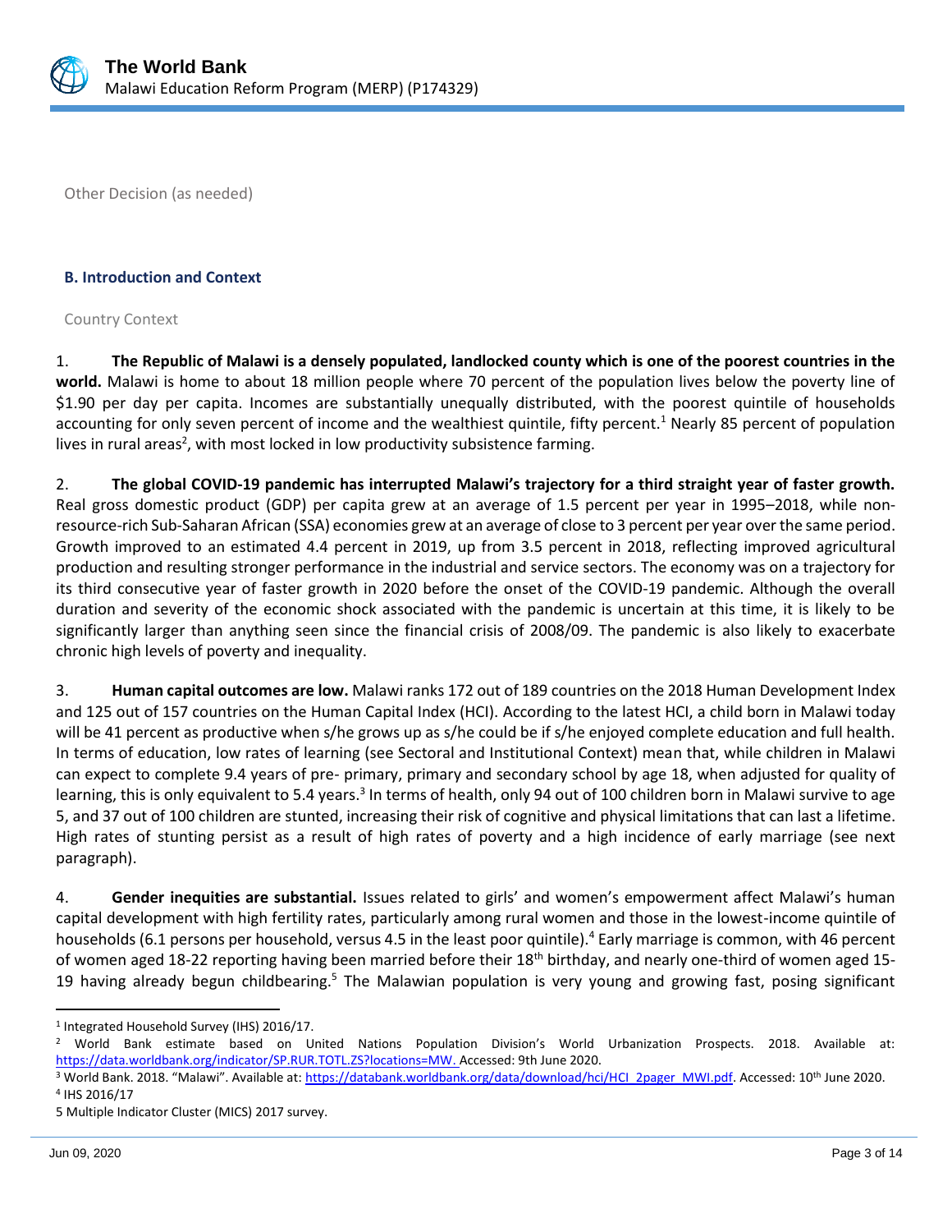Other Decision (as needed)

### B. Introduction and Context

Country Context

1. **The Republic of Malawi is a densely populated, landlocked county which is one of the poorest countries in the world.** Malawi is home to about 18 million people where 70 percent of the population lives below the poverty line of $1.90 per day per capita. Incomes are substantially unequally distributed, with the poorest quintile of households accounting for only seven percent of income and the wealthiest quintile, fifty percent.[1] Nearly 85 percent of population lives in rural areas[2], with most locked in low productivity subsistence farming.

2. **The global COVID-19 pandemic has interrupted Malawi's trajectory for a third straight year of faster growth.** Real gross domestic product (GDP) per capita grew at an average of 1.5 percent per year in 1995–2018, while non-resource-rich Sub-Saharan African (SSA) economies grew at an average of close to 3 percent per year over the same period. Growth improved to an estimated 4.4 percent in 2019, up from 3.5 percent in 2018, reflecting improved agricultural production and resulting stronger performance in the industrial and service sectors. The economy was on a trajectory for its third consecutive year of faster growth in 2020 before the onset of the COVID-19 pandemic. Although the overall duration and severity of the economic shock associated with the pandemic is uncertain at this time, it is likely to be significantly larger than anything seen since the financial crisis of 2008/09. The pandemic is also likely to exacerbate chronic high levels of poverty and inequality.

3. **Human capital outcomes are low.** Malawi ranks 172 out of 189 countries on the 2018 Human Development Index and 125 out of 157 countries on the Human Capital Index (HCI). According to the latest HCI, a child born in Malawi today will be 41 percent as productive when s/he grows up as s/he could be if s/he enjoyed complete education and full health. In terms of education, low rates of learning (see Sectoral and Institutional Context) mean that, while children in Malawi can expect to complete 9.4 years of pre- primary, primary and secondary school by age 18, when adjusted for quality of learning, this is only equivalent to 5.4 years.[3] In terms of health, only 94 out of 100 children born in Malawi survive to age 5, and 37 out of 100 children are stunted, increasing their risk of cognitive and physical limitations that can last a lifetime. High rates of stunting persist as a result of high rates of poverty and a high incidence of early marriage (see next paragraph).

4. **Gender inequities are substantial.** Issues related to girls' and women's empowerment affect Malawi's human capital development with high fertility rates, particularly among rural women and those in the lowest-income quintile of households (6.1 persons per household, versus 4.5 in the least poor quintile).[4] Early marriage is common, with 46 percent of women aged 18-22 reporting having been married before their 18th birthday, and nearly one-third of women aged 15-19 having already begun childbearing.[5] The Malawian population is very young and growing fast, posing significant

---

[1] Integrated Household Survey (IHS) 2016/17.

[2] World Bank estimate based on United Nations Population Division's World Urbanization Prospects. 2018. Available at: https://data.worldbank.org/indicator/SP.RUR.TOTL.ZS?locations=MW. Accessed: 9th June 2020.

[3] World Bank. 2018. "Malawi". Available at: https://databank.worldbank.org/data/download/hci/HCI_2pager_MWI.pdf. Accessed: 10th June 2020.

[4] IHS 2016/17

5 Multiple Indicator Cluster (MICS) 2017 survey.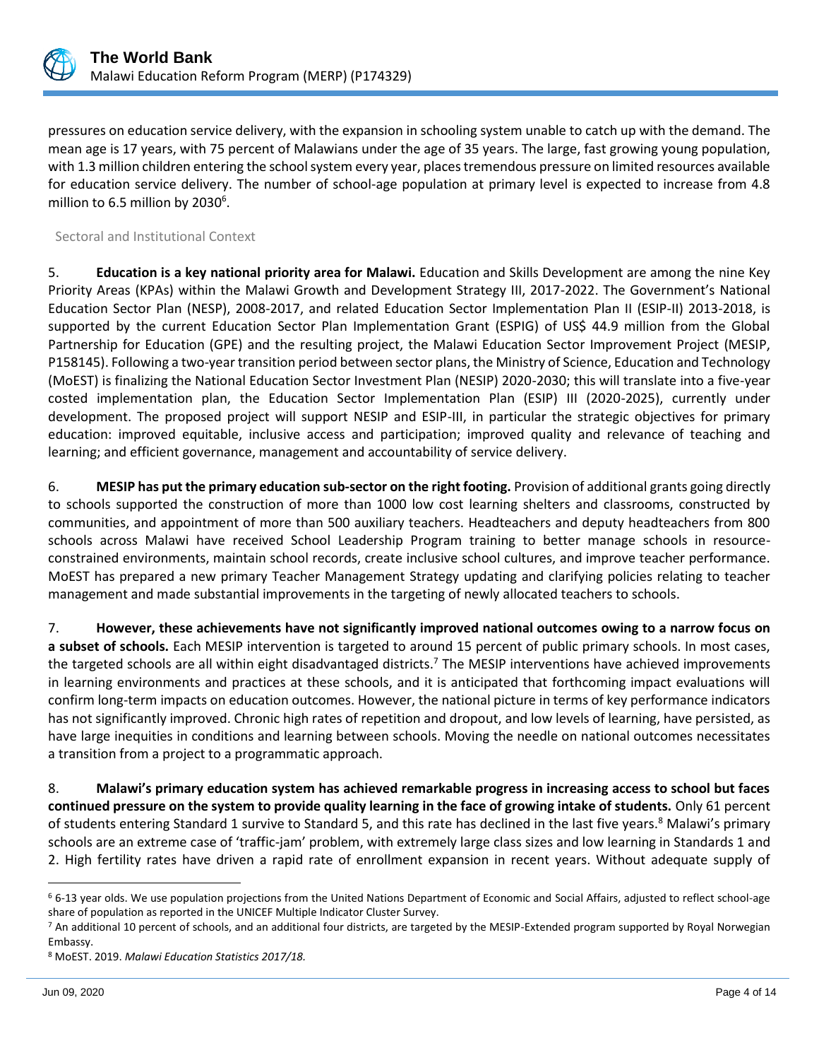pressures on education service delivery, with the expansion in schooling system unable to catch up with the demand. The mean age is 17 years, with 75 percent of Malawians under the age of 35 years. The large, fast growing young population, with 1.3 million children entering the school system every year, places tremendous pressure on limited resources available for education service delivery. The number of school-age population at primary level is expected to increase from 4.8 million to 6.5 million by 2030[6].

## Sectoral and Institutional Context

5. **Education is a key national priority area for Malawi.** Education and Skills Development are among the nine Key Priority Areas (KPAs) within the Malawi Growth and Development Strategy III, 2017-2022. The Government's National Education Sector Plan (NESP), 2008-2017, and related Education Sector Implementation Plan II (ESIP-II) 2013-2018, is supported by the current Education Sector Plan Implementation Grant (ESPIG) of US$ 44.9 million from the Global Partnership for Education (GPE) and the resulting project, the Malawi Education Sector Improvement Project (MESIP, P158145). Following a two-year transition period between sector plans, the Ministry of Science, Education and Technology (MoEST) is finalizing the National Education Sector Investment Plan (NESIP) 2020-2030; this will translate into a five-year costed implementation plan, the Education Sector Implementation Plan (ESIP) III (2020-2025), currently under development. The proposed project will support NESIP and ESIP-III, in particular the strategic objectives for primary education: improved equitable, inclusive access and participation; improved quality and relevance of teaching and learning; and efficient governance, management and accountability of service delivery.

6. **MESIP has put the primary education sub-sector on the right footing.** Provision of additional grants going directly to schools supported the construction of more than 1000 low cost learning shelters and classrooms, constructed by communities, and appointment of more than 500 auxiliary teachers. Headteachers and deputy headteachers from 800 schools across Malawi have received School Leadership Program training to better manage schools in resource-constrained environments, maintain school records, create inclusive school cultures, and improve teacher performance. MoEST has prepared a new primary Teacher Management Strategy updating and clarifying policies relating to teacher management and made substantial improvements in the targeting of newly allocated teachers to schools.

7. **However, these achievements have not significantly improved national outcomes owing to a narrow focus on a subset of schools.** Each MESIP intervention is targeted to around 15 percent of public primary schools. In most cases, the targeted schools are all within eight disadvantaged districts.[7] The MESIP interventions have achieved improvements in learning environments and practices at these schools, and it is anticipated that forthcoming impact evaluations will confirm long-term impacts on education outcomes. However, the national picture in terms of key performance indicators has not significantly improved. Chronic high rates of repetition and dropout, and low levels of learning, have persisted, as have large inequities in conditions and learning between schools. Moving the needle on national outcomes necessitates a transition from a project to a programmatic approach.

8. **Malawi's primary education system has achieved remarkable progress in increasing access to school but faces continued pressure on the system to provide quality learning in the face of growing intake of students.** Only 61 percent of students entering Standard 1 survive to Standard 5, and this rate has declined in the last five years.[8] Malawi's primary schools are an extreme case of 'traffic-jam' problem, with extremely large class sizes and low learning in Standards 1 and 2. High fertility rates have driven a rapid rate of enrollment expansion in recent years. Without adequate supply of

---

[6] 6-13 year olds. We use population projections from the United Nations Department of Economic and Social Affairs, adjusted to reflect school-age share of population as reported in the UNICEF Multiple Indicator Cluster Survey.

[7] An additional 10 percent of schools, and an additional four districts, are targeted by the MESIP-Extended program supported by Royal Norwegian Embassy.

[8] MoEST. 2019. *Malawi Education Statistics 2017/18.*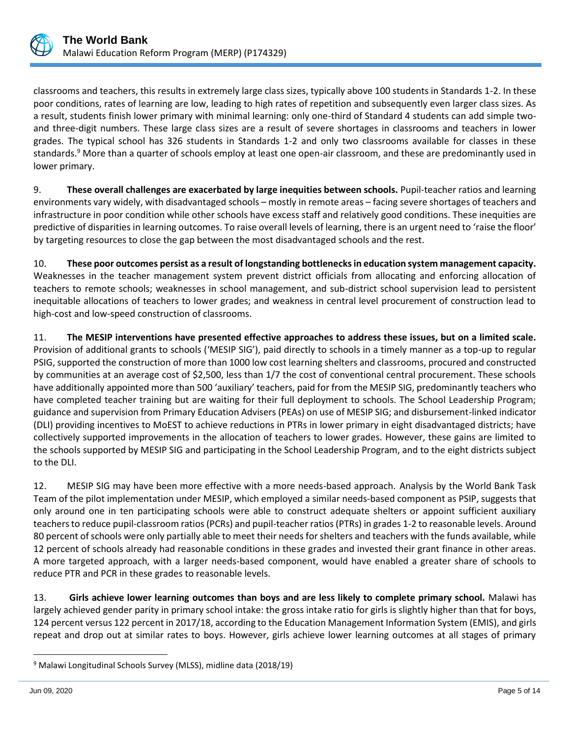classrooms and teachers, this results in extremely large class sizes, typically above 100 students in Standards 1-2. In these poor conditions, rates of learning are low, leading to high rates of repetition and subsequently even larger class sizes. As a result, students finish lower primary with minimal learning: only one-third of Standard 4 students can add simple two- and three-digit numbers. These large class sizes are a result of severe shortages in classrooms and teachers in lower grades. The typical school has 326 students in Standards 1-2 and only two classrooms available for classes in these standards.[9] More than a quarter of schools employ at least one open-air classroom, and these are predominantly used in lower primary.

9. **These overall challenges are exacerbated by large inequities between schools.** Pupil-teacher ratios and learning environments vary widely, with disadvantaged schools – mostly in remote areas – facing severe shortages of teachers and infrastructure in poor condition while other schools have excess staff and relatively good conditions. These inequities are predictive of disparities in learning outcomes. To raise overall levels of learning, there is an urgent need to 'raise the floor' by targeting resources to close the gap between the most disadvantaged schools and the rest.

10. **These poor outcomes persist as a result of longstanding bottlenecks in education system management capacity.** Weaknesses in the teacher management system prevent district officials from allocating and enforcing allocation of teachers to remote schools; weaknesses in school management, and sub-district school supervision lead to persistent inequitable allocations of teachers to lower grades; and weakness in central level procurement of construction lead to high-cost and low-speed construction of classrooms.

11. **The MESIP interventions have presented effective approaches to address these issues, but on a limited scale.** Provision of additional grants to schools ('MESIP SIG'), paid directly to schools in a timely manner as a top-up to regular PSIG, supported the construction of more than 1000 low cost learning shelters and classrooms, procured and constructed by communities at an average cost of $2,500, less than 1/7 the cost of conventional central procurement. These schools have additionally appointed more than 500 'auxiliary' teachers, paid for from the MESIP SIG, predominantly teachers who have completed teacher training but are waiting for their full deployment to schools. The School Leadership Program; guidance and supervision from Primary Education Advisers (PEAs) on use of MESIP SIG; and disbursement-linked indicator (DLI) providing incentives to MoEST to achieve reductions in PTRs in lower primary in eight disadvantaged districts; have collectively supported improvements in the allocation of teachers to lower grades. However, these gains are limited to the schools supported by MESIP SIG and participating in the School Leadership Program, and to the eight districts subject to the DLI.

12. MESIP SIG may have been more effective with a more needs-based approach. Analysis by the World Bank Task Team of the pilot implementation under MESIP, which employed a similar needs-based component as PSIP, suggests that only around one in ten participating schools were able to construct adequate shelters or appoint sufficient auxiliary teachers to reduce pupil-classroom ratios (PCRs) and pupil-teacher ratios (PTRs) in grades 1-2 to reasonable levels. Around 80 percent of schools were only partially able to meet their needs for shelters and teachers with the funds available, while 12 percent of schools already had reasonable conditions in these grades and invested their grant finance in other areas. A more targeted approach, with a larger needs-based component, would have enabled a greater share of schools to reduce PTR and PCR in these grades to reasonable levels.

13. **Girls achieve lower learning outcomes than boys and are less likely to complete primary school.** Malawi has largely achieved gender parity in primary school intake: the gross intake ratio for girls is slightly higher than that for boys, 124 percent versus 122 percent in 2017/18, according to the Education Management Information System (EMIS), and girls repeat and drop out at similar rates to boys. However, girls achieve lower learning outcomes at all stages of primary

[9] Malawi Longitudinal Schools Survey (MLSS), midline data (2018/19)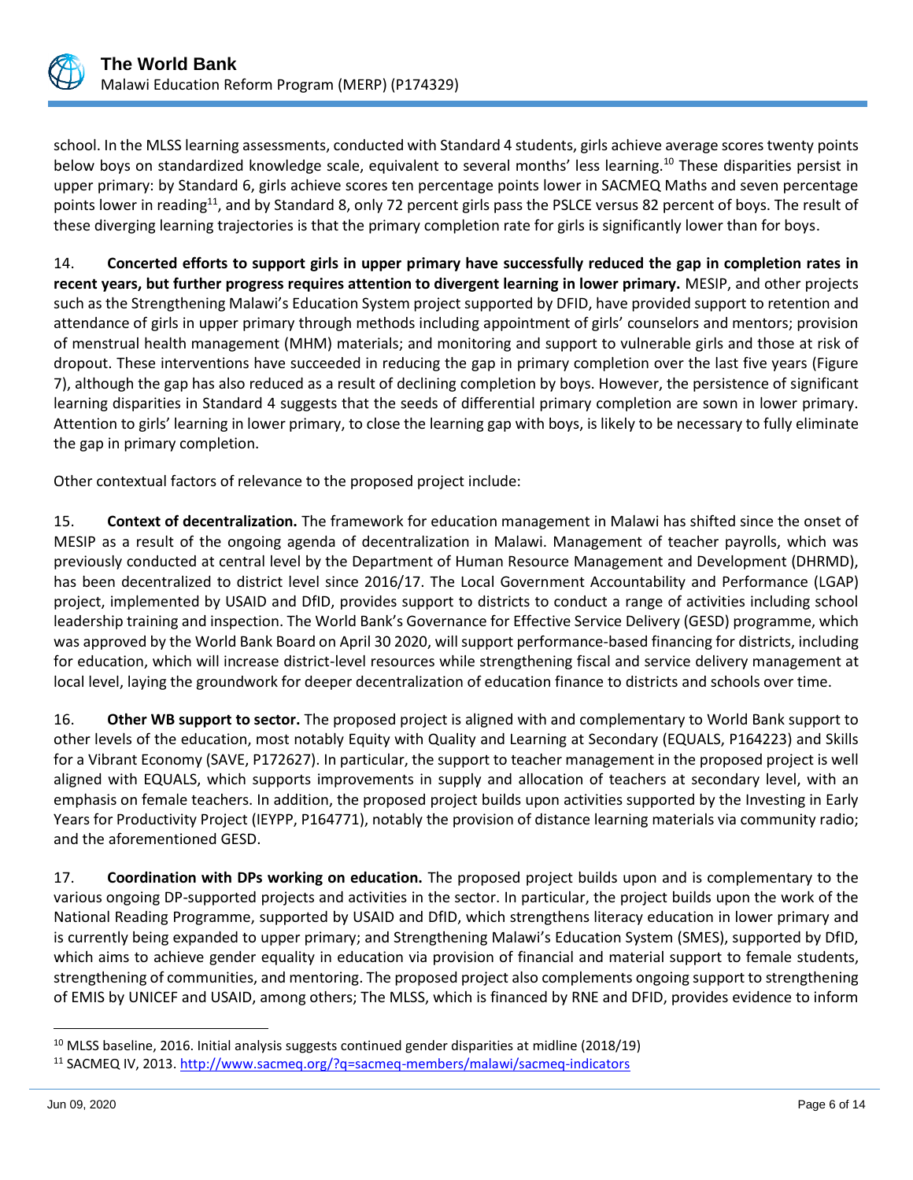school. In the MLSS learning assessments, conducted with Standard 4 students, girls achieve average scores twenty points below boys on standardized knowledge scale, equivalent to several months' less learning.[10] These disparities persist in upper primary: by Standard 6, girls achieve scores ten percentage points lower in SACMEQ Maths and seven percentage points lower in reading[11], and by Standard 8, only 72 percent girls pass the PSLCE versus 82 percent of boys. The result of these diverging learning trajectories is that the primary completion rate for girls is significantly lower than for boys.

14. **Concerted efforts to support girls in upper primary have successfully reduced the gap in completion rates in recent years, but further progress requires attention to divergent learning in lower primary.** MESIP, and other projects such as the Strengthening Malawi's Education System project supported by DFID, have provided support to retention and attendance of girls in upper primary through methods including appointment of girls' counselors and mentors; provision of menstrual health management (MHM) materials; and monitoring and support to vulnerable girls and those at risk of dropout. These interventions have succeeded in reducing the gap in primary completion over the last five years (Figure 7), although the gap has also reduced as a result of declining completion by boys. However, the persistence of significant learning disparities in Standard 4 suggests that the seeds of differential primary completion are sown in lower primary. Attention to girls' learning in lower primary, to close the learning gap with boys, is likely to be necessary to fully eliminate the gap in primary completion.

Other contextual factors of relevance to the proposed project include:

15. **Context of decentralization.** The framework for education management in Malawi has shifted since the onset of MESIP as a result of the ongoing agenda of decentralization in Malawi. Management of teacher payrolls, which was previously conducted at central level by the Department of Human Resource Management and Development (DHRMD), has been decentralized to district level since 2016/17. The Local Government Accountability and Performance (LGAP) project, implemented by USAID and DfID, provides support to districts to conduct a range of activities including school leadership training and inspection. The World Bank's Governance for Effective Service Delivery (GESD) programme, which was approved by the World Bank Board on April 30 2020, will support performance-based financing for districts, including for education, which will increase district-level resources while strengthening fiscal and service delivery management at local level, laying the groundwork for deeper decentralization of education finance to districts and schools over time.

16. **Other WB support to sector.** The proposed project is aligned with and complementary to World Bank support to other levels of the education, most notably Equity with Quality and Learning at Secondary (EQUALS, P164223) and Skills for a Vibrant Economy (SAVE, P172627). In particular, the support to teacher management in the proposed project is well aligned with EQUALS, which supports improvements in supply and allocation of teachers at secondary level, with an emphasis on female teachers. In addition, the proposed project builds upon activities supported by the Investing in Early Years for Productivity Project (IEYPP, P164771), notably the provision of distance learning materials via community radio; and the aforementioned GESD.

17. **Coordination with DPs working on education.** The proposed project builds upon and is complementary to the various ongoing DP-supported projects and activities in the sector. In particular, the project builds upon the work of the National Reading Programme, supported by USAID and DfID, which strengthens literacy education in lower primary and is currently being expanded to upper primary; and Strengthening Malawi's Education System (SMES), supported by DfID, which aims to achieve gender equality in education via provision of financial and material support to female students, strengthening of communities, and mentoring. The proposed project also complements ongoing support to strengthening of EMIS by UNICEF and USAID, among others; The MLSS, which is financed by RNE and DFID, provides evidence to inform

[10] MLSS baseline, 2016. Initial analysis suggests continued gender disparities at midline (2018/19)

[11] SACMEQ IV, 2013. http://www.sacmeq.org/?q=sacmeq-members/malawi/sacmeq-indicators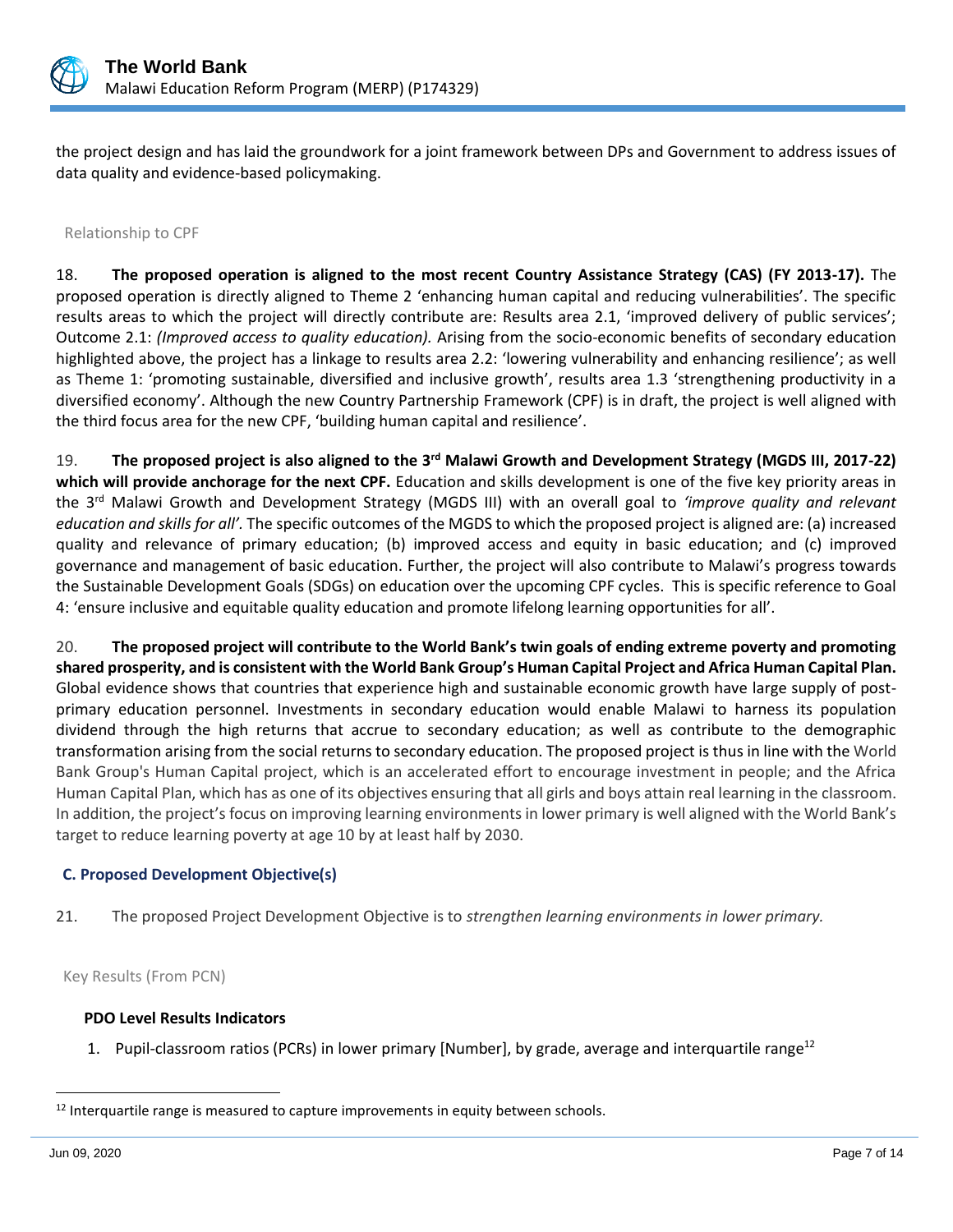the project design and has laid the groundwork for a joint framework between DPs and Government to address issues of data quality and evidence-based policymaking.

Relationship to CPF

18. **The proposed operation is aligned to the most recent Country Assistance Strategy (CAS) (FY 2013-17).** The proposed operation is directly aligned to Theme 2 'enhancing human capital and reducing vulnerabilities'. The specific results areas to which the project will directly contribute are: Results area 2.1, 'improved delivery of public services'; Outcome 2.1: *(Improved access to quality education).* Arising from the socio-economic benefits of secondary education highlighted above, the project has a linkage to results area 2.2: 'lowering vulnerability and enhancing resilience'; as well as Theme 1: 'promoting sustainable, diversified and inclusive growth', results area 1.3 'strengthening productivity in a diversified economy'. Although the new Country Partnership Framework (CPF) is in draft, the project is well aligned with the third focus area for the new CPF, 'building human capital and resilience'.

19. **The proposed project is also aligned to the 3rd Malawi Growth and Development Strategy (MGDS III, 2017-22) which will provide anchorage for the next CPF.** Education and skills development is one of the five key priority areas in the 3rd Malawi Growth and Development Strategy (MGDS III) with an overall goal to *'improve quality and relevant education and skills for all'.* The specific outcomes of the MGDS to which the proposed project is aligned are: (a) increased quality and relevance of primary education; (b) improved access and equity in basic education; and (c) improved governance and management of basic education. Further, the project will also contribute to Malawi's progress towards the Sustainable Development Goals (SDGs) on education over the upcoming CPF cycles. This is specific reference to Goal 4: 'ensure inclusive and equitable quality education and promote lifelong learning opportunities for all'.

20. **The proposed project will contribute to the World Bank's twin goals of ending extreme poverty and promoting shared prosperity, and is consistent with the World Bank Group's Human Capital Project and Africa Human Capital Plan.** Global evidence shows that countries that experience high and sustainable economic growth have large supply of post-primary education personnel. Investments in secondary education would enable Malawi to harness its population dividend through the high returns that accrue to secondary education; as well as contribute to the demographic transformation arising from the social returns to secondary education. The proposed project is thus in line with the World Bank Group's Human Capital project, which is an accelerated effort to encourage investment in people; and the Africa Human Capital Plan, which has as one of its objectives ensuring that all girls and boys attain real learning in the classroom. In addition, the project's focus on improving learning environments in lower primary is well aligned with the World Bank's target to reduce learning poverty at age 10 by at least half by 2030.

### C. Proposed Development Objective(s)

21. The proposed Project Development Objective is to *strengthen learning environments in lower primary.*

Key Results (From PCN)

**PDO Level Results Indicators**

1. Pupil-classroom ratios (PCRs) in lower primary [Number], by grade, average and interquartile range[12]

[12] Interquartile range is measured to capture improvements in equity between schools.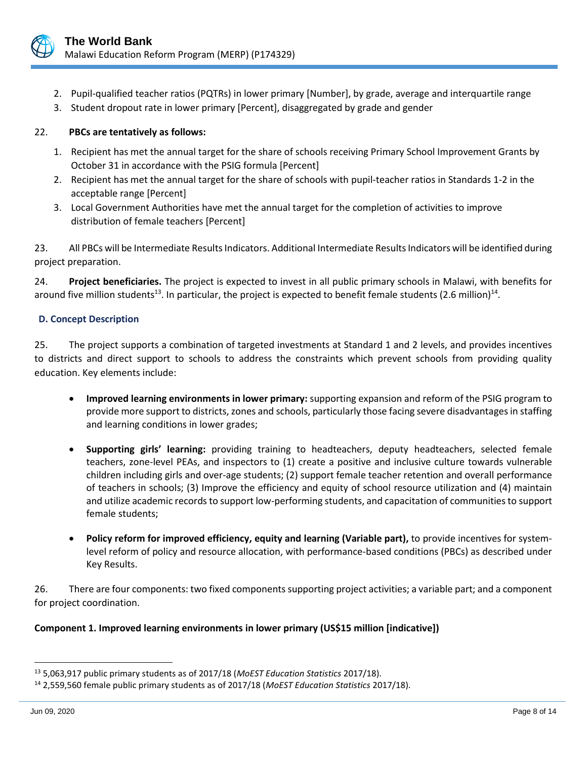2. Pupil-qualified teacher ratios (PQTRs) in lower primary [Number], by grade, average and interquartile range
3. Student dropout rate in lower primary [Percent], disaggregated by grade and gender

22. **PBCs are tentatively as follows:**

1. Recipient has met the annual target for the share of schools receiving Primary School Improvement Grants by October 31 in accordance with the PSIG formula [Percent]
2. Recipient has met the annual target for the share of schools with pupil-teacher ratios in Standards 1-2 in the acceptable range [Percent]
3. Local Government Authorities have met the annual target for the completion of activities to improve distribution of female teachers [Percent]

23. All PBCs will be Intermediate Results Indicators. Additional Intermediate Results Indicators will be identified during project preparation.

24. **Project beneficiaries.** The project is expected to invest in all public primary schools in Malawi, with benefits for around five million students[13]. In particular, the project is expected to benefit female students (2.6 million)[14].

### D. Concept Description

25. The project supports a combination of targeted investments at Standard 1 and 2 levels, and provides incentives to districts and direct support to schools to address the constraints which prevent schools from providing quality education. Key elements include:

- **Improved learning environments in lower primary:** supporting expansion and reform of the PSIG program to provide more support to districts, zones and schools, particularly those facing severe disadvantages in staffing and learning conditions in lower grades;

- **Supporting girls' learning:** providing training to headteachers, deputy headteachers, selected female teachers, zone-level PEAs, and inspectors to (1) create a positive and inclusive culture towards vulnerable children including girls and over-age students; (2) support female teacher retention and overall performance of teachers in schools; (3) Improve the efficiency and equity of school resource utilization and (4) maintain and utilize academic records to support low-performing students, and capacitation of communities to support female students;

- **Policy reform for improved efficiency, equity and learning (Variable part),** to provide incentives for system-level reform of policy and resource allocation, with performance-based conditions (PBCs) as described under Key Results.

26. There are four components: two fixed components supporting project activities; a variable part; and a component for project coordination.

**Component 1. Improved learning environments in lower primary (US$15 million [indicative])**

---

[13] 5,063,917 public primary students as of 2017/18 (*MoEST Education Statistics* 2017/18).

[14] 2,559,560 female public primary students as of 2017/18 (*MoEST Education Statistics* 2017/18).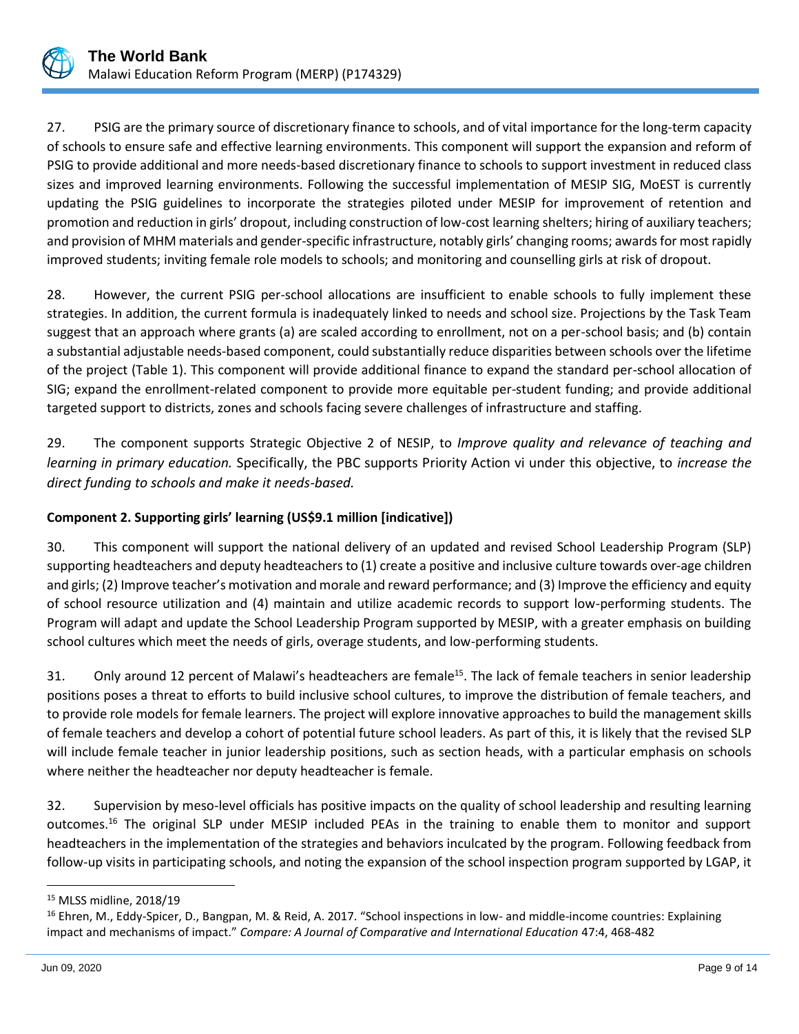27. PSIG are the primary source of discretionary finance to schools, and of vital importance for the long-term capacity of schools to ensure safe and effective learning environments. This component will support the expansion and reform of PSIG to provide additional and more needs-based discretionary finance to schools to support investment in reduced class sizes and improved learning environments. Following the successful implementation of MESIP SIG, MoEST is currently updating the PSIG guidelines to incorporate the strategies piloted under MESIP for improvement of retention and promotion and reduction in girls' dropout, including construction of low-cost learning shelters; hiring of auxiliary teachers; and provision of MHM materials and gender-specific infrastructure, notably girls' changing rooms; awards for most rapidly improved students; inviting female role models to schools; and monitoring and counselling girls at risk of dropout.

28. However, the current PSIG per-school allocations are insufficient to enable schools to fully implement these strategies. In addition, the current formula is inadequately linked to needs and school size. Projections by the Task Team suggest that an approach where grants (a) are scaled according to enrollment, not on a per-school basis; and (b) contain a substantial adjustable needs-based component, could substantially reduce disparities between schools over the lifetime of the project (Table 1). This component will provide additional finance to expand the standard per-school allocation of SIG; expand the enrollment-related component to provide more equitable per-student funding; and provide additional targeted support to districts, zones and schools facing severe challenges of infrastructure and staffing.

29. The component supports Strategic Objective 2 of NESIP, to *Improve quality and relevance of teaching and learning in primary education.* Specifically, the PBC supports Priority Action vi under this objective, to *increase the direct funding to schools and make it needs-based.*

**Component 2. Supporting girls' learning (US$9.1 million [indicative])**

30. This component will support the national delivery of an updated and revised School Leadership Program (SLP) supporting headteachers and deputy headteachers to (1) create a positive and inclusive culture towards over-age children and girls; (2) Improve teacher's motivation and morale and reward performance; and (3) Improve the efficiency and equity of school resource utilization and (4) maintain and utilize academic records to support low-performing students. The Program will adapt and update the School Leadership Program supported by MESIP, with a greater emphasis on building school cultures which meet the needs of girls, overage students, and low-performing students.

31. Only around 12 percent of Malawi's headteachers are female[15]. The lack of female teachers in senior leadership positions poses a threat to efforts to build inclusive school cultures, to improve the distribution of female teachers, and to provide role models for female learners. The project will explore innovative approaches to build the management skills of female teachers and develop a cohort of potential future school leaders. As part of this, it is likely that the revised SLP will include female teacher in junior leadership positions, such as section heads, with a particular emphasis on schools where neither the headteacher nor deputy headteacher is female.

32. Supervision by meso-level officials has positive impacts on the quality of school leadership and resulting learning outcomes.[16] The original SLP under MESIP included PEAs in the training to enable them to monitor and support headteachers in the implementation of the strategies and behaviors inculcated by the program. Following feedback from follow-up visits in participating schools, and noting the expansion of the school inspection program supported by LGAP, it

[15] MLSS midline, 2018/19

[16] Ehren, M., Eddy-Spicer, D., Bangpan, M. & Reid, A. 2017. "School inspections in low- and middle-income countries: Explaining impact and mechanisms of impact." *Compare: A Journal of Comparative and International Education* 47:4, 468-482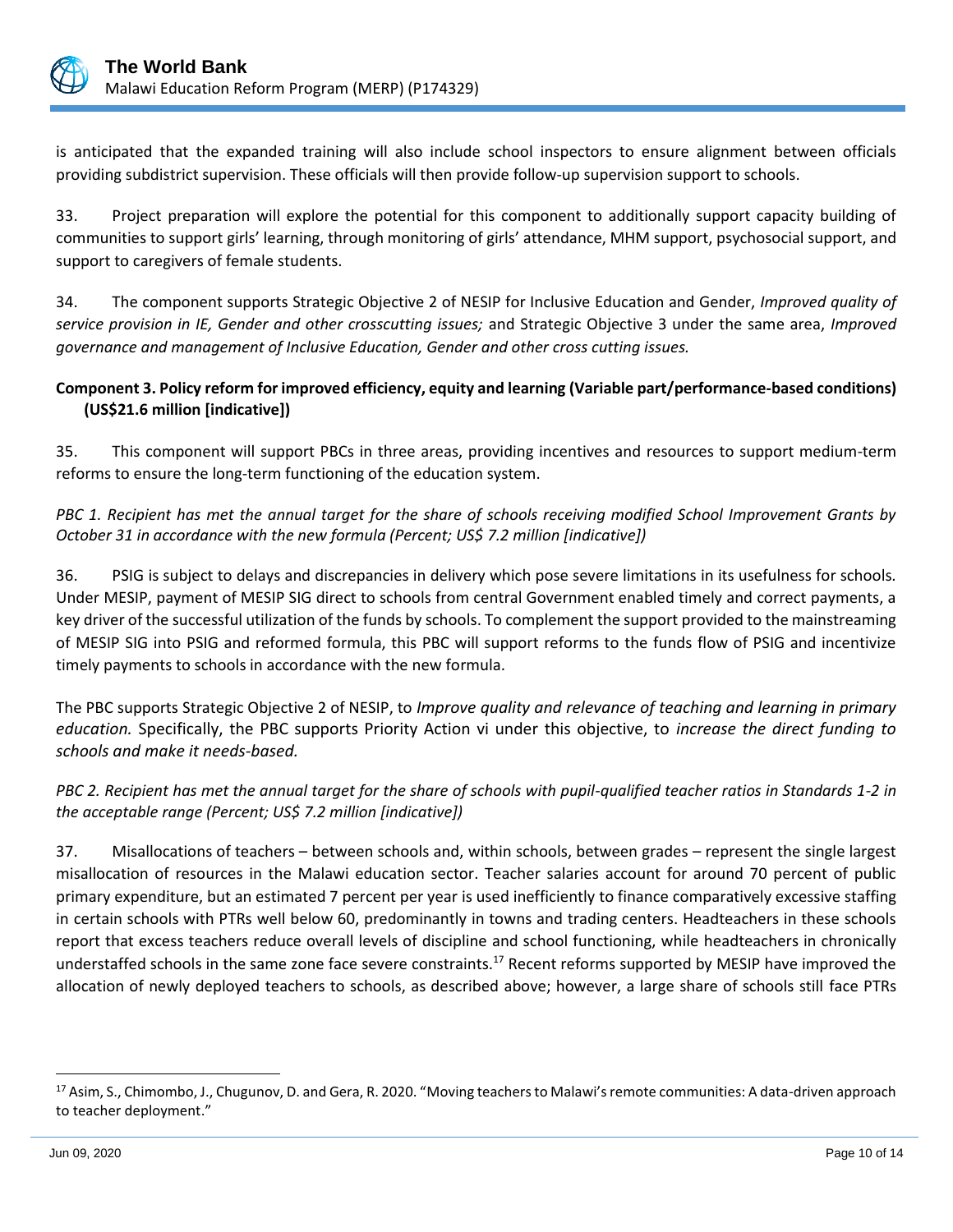is anticipated that the expanded training will also include school inspectors to ensure alignment between officials providing subdistrict supervision. These officials will then provide follow-up supervision support to schools.

33. Project preparation will explore the potential for this component to additionally support capacity building of communities to support girls' learning, through monitoring of girls' attendance, MHM support, psychosocial support, and support to caregivers of female students.

34. The component supports Strategic Objective 2 of NESIP for Inclusive Education and Gender, *Improved quality of service provision in IE, Gender and other crosscutting issues;* and Strategic Objective 3 under the same area, *Improved governance and management of Inclusive Education, Gender and other cross cutting issues.*

**Component 3. Policy reform for improved efficiency, equity and learning (Variable part/performance-based conditions) (US$21.6 million [indicative])**

35. This component will support PBCs in three areas, providing incentives and resources to support medium-term reforms to ensure the long-term functioning of the education system.

*PBC 1. Recipient has met the annual target for the share of schools receiving modified School Improvement Grants by October 31 in accordance with the new formula (Percent; US$ 7.2 million [indicative])*

36. PSIG is subject to delays and discrepancies in delivery which pose severe limitations in its usefulness for schools. Under MESIP, payment of MESIP SIG direct to schools from central Government enabled timely and correct payments, a key driver of the successful utilization of the funds by schools. To complement the support provided to the mainstreaming of MESIP SIG into PSIG and reformed formula, this PBC will support reforms to the funds flow of PSIG and incentivize timely payments to schools in accordance with the new formula.

The PBC supports Strategic Objective 2 of NESIP, to *Improve quality and relevance of teaching and learning in primary education.* Specifically, the PBC supports Priority Action vi under this objective, to *increase the direct funding to schools and make it needs-based.*

*PBC 2. Recipient has met the annual target for the share of schools with pupil-qualified teacher ratios in Standards 1-2 in the acceptable range (Percent; US$ 7.2 million [indicative])*

37. Misallocations of teachers – between schools and, within schools, between grades – represent the single largest misallocation of resources in the Malawi education sector. Teacher salaries account for around 70 percent of public primary expenditure, but an estimated 7 percent per year is used inefficiently to finance comparatively excessive staffing in certain schools with PTRs well below 60, predominantly in towns and trading centers. Headteachers in these schools report that excess teachers reduce overall levels of discipline and school functioning, while headteachers in chronically understaffed schools in the same zone face severe constraints.[17] Recent reforms supported by MESIP have improved the allocation of newly deployed teachers to schools, as described above; however, a large share of schools still face PTRs

[17] Asim, S., Chimombo, J., Chugunov, D. and Gera, R. 2020. "Moving teachers to Malawi's remote communities: A data-driven approach to teacher deployment."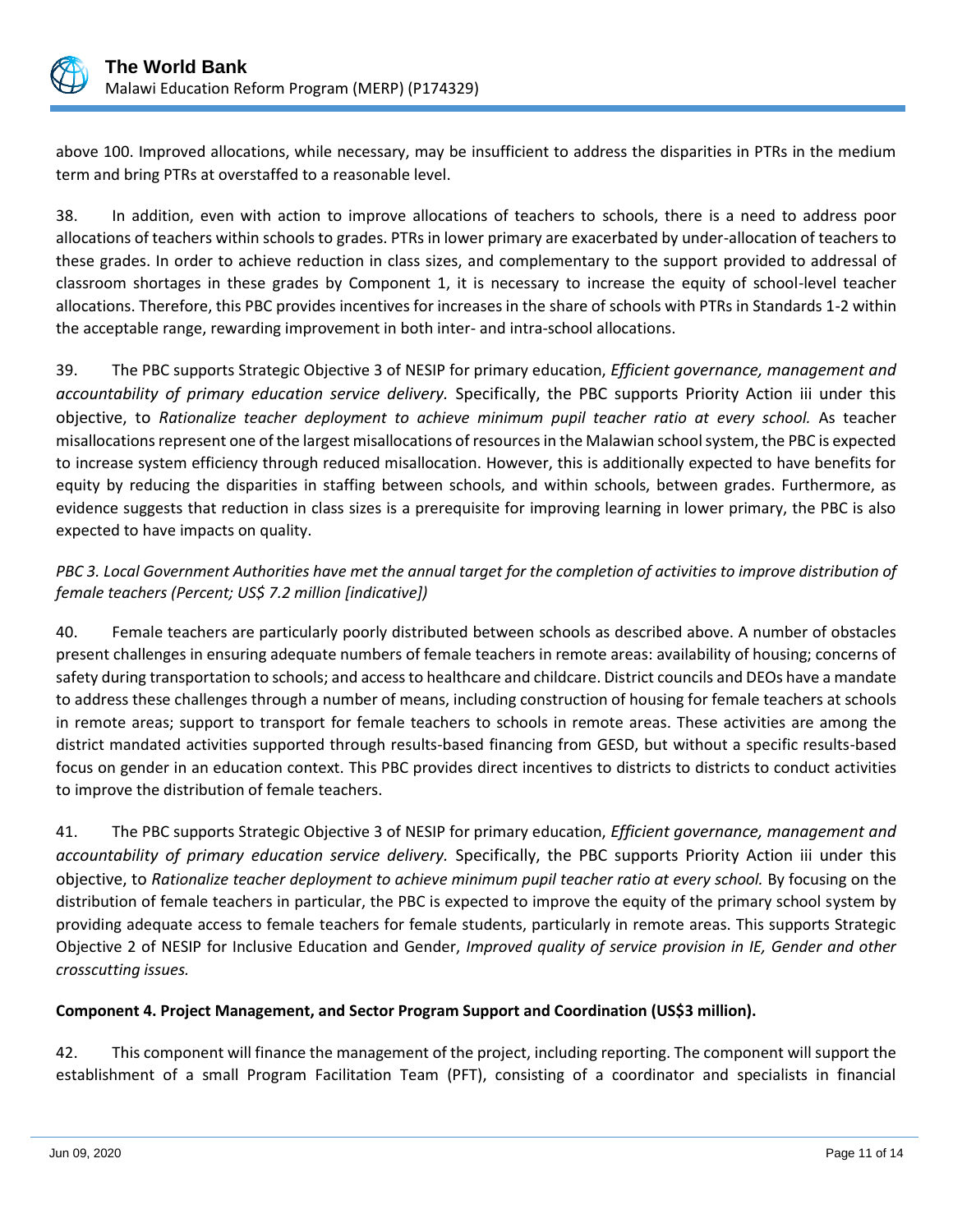above 100. Improved allocations, while necessary, may be insufficient to address the disparities in PTRs in the medium term and bring PTRs at overstaffed to a reasonable level.

38. In addition, even with action to improve allocations of teachers to schools, there is a need to address poor allocations of teachers within schools to grades. PTRs in lower primary are exacerbated by under-allocation of teachers to these grades. In order to achieve reduction in class sizes, and complementary to the support provided to addressal of classroom shortages in these grades by Component 1, it is necessary to increase the equity of school-level teacher allocations. Therefore, this PBC provides incentives for increases in the share of schools with PTRs in Standards 1-2 within the acceptable range, rewarding improvement in both inter- and intra-school allocations.

39. The PBC supports Strategic Objective 3 of NESIP for primary education, *Efficient governance, management and accountability of primary education service delivery.* Specifically, the PBC supports Priority Action iii under this objective, to *Rationalize teacher deployment to achieve minimum pupil teacher ratio at every school.* As teacher misallocations represent one of the largest misallocations of resources in the Malawian school system, the PBC is expected to increase system efficiency through reduced misallocation. However, this is additionally expected to have benefits for equity by reducing the disparities in staffing between schools, and within schools, between grades. Furthermore, as evidence suggests that reduction in class sizes is a prerequisite for improving learning in lower primary, the PBC is also expected to have impacts on quality.

*PBC 3. Local Government Authorities have met the annual target for the completion of activities to improve distribution of female teachers (Percent; US$ 7.2 million [indicative])*

40. Female teachers are particularly poorly distributed between schools as described above. A number of obstacles present challenges in ensuring adequate numbers of female teachers in remote areas: availability of housing; concerns of safety during transportation to schools; and access to healthcare and childcare. District councils and DEOs have a mandate to address these challenges through a number of means, including construction of housing for female teachers at schools in remote areas; support to transport for female teachers to schools in remote areas. These activities are among the district mandated activities supported through results-based financing from GESD, but without a specific results-based focus on gender in an education context. This PBC provides direct incentives to districts to districts to conduct activities to improve the distribution of female teachers.

41. The PBC supports Strategic Objective 3 of NESIP for primary education, *Efficient governance, management and accountability of primary education service delivery.* Specifically, the PBC supports Priority Action iii under this objective, to *Rationalize teacher deployment to achieve minimum pupil teacher ratio at every school.* By focusing on the distribution of female teachers in particular, the PBC is expected to improve the equity of the primary school system by providing adequate access to female teachers for female students, particularly in remote areas. This supports Strategic Objective 2 of NESIP for Inclusive Education and Gender, *Improved quality of service provision in IE, Gender and other crosscutting issues.*

**Component 4. Project Management, and Sector Program Support and Coordination (US$3 million).**

42. This component will finance the management of the project, including reporting. The component will support the establishment of a small Program Facilitation Team (PFT), consisting of a coordinator and specialists in financial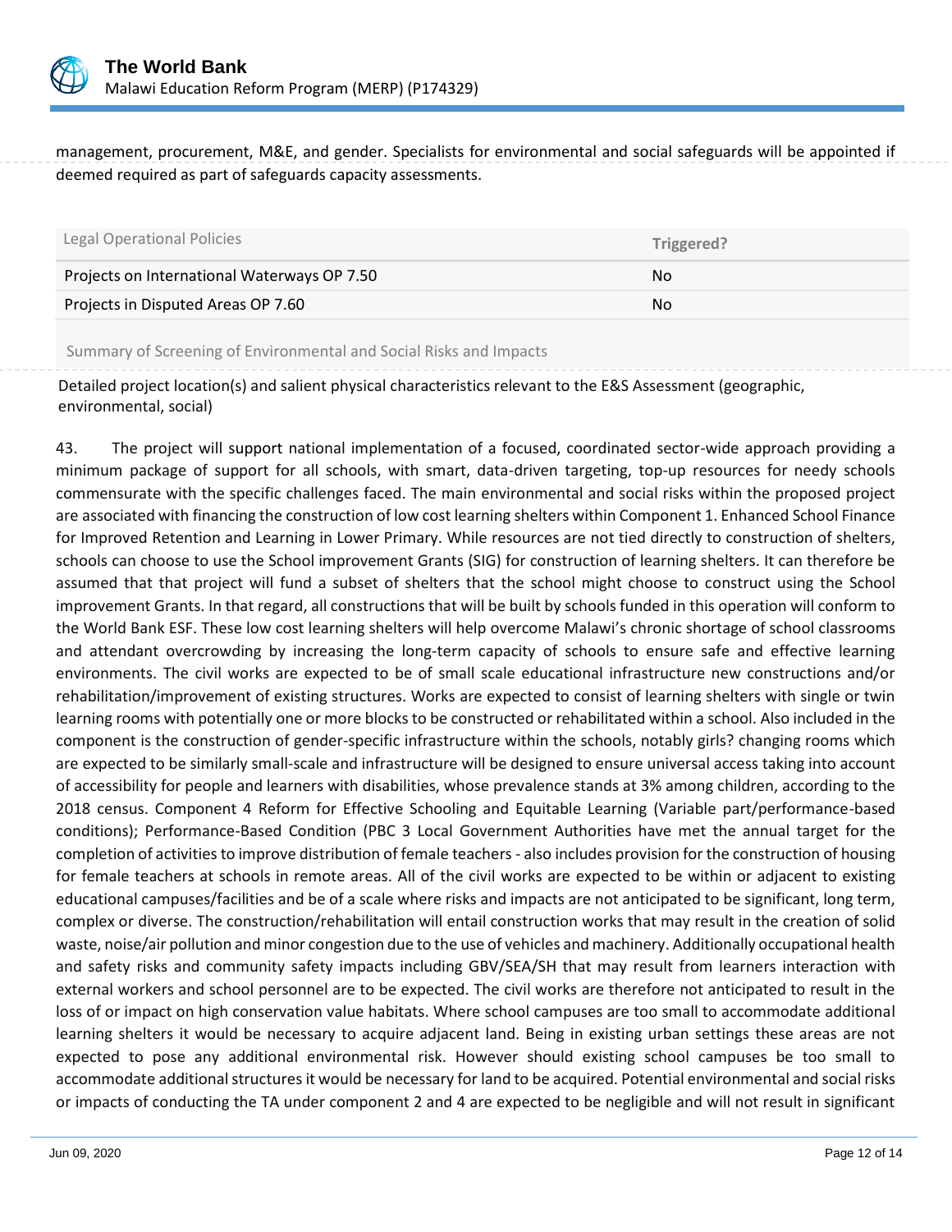management, procurement, M&E, and gender. Specialists for environmental and social safeguards will be appointed if deemed required as part of safeguards capacity assessments.

| Legal Operational Policies | Triggered? |
| --- | --- |
| Projects on International Waterways OP 7.50 | No |
| Projects in Disputed Areas OP 7.60 | No |

Summary of Screening of Environmental and Social Risks and Impacts

Detailed project location(s) and salient physical characteristics relevant to the E&S Assessment (geographic, environmental, social)

43. The project will support national implementation of a focused, coordinated sector-wide approach providing a minimum package of support for all schools, with smart, data-driven targeting, top-up resources for needy schools commensurate with the specific challenges faced. The main environmental and social risks within the proposed project are associated with financing the construction of low cost learning shelters within Component 1. Enhanced School Finance for Improved Retention and Learning in Lower Primary. While resources are not tied directly to construction of shelters, schools can choose to use the School improvement Grants (SIG) for construction of learning shelters. It can therefore be assumed that that project will fund a subset of shelters that the school might choose to construct using the School improvement Grants. In that regard, all constructions that will be built by schools funded in this operation will conform to the World Bank ESF. These low cost learning shelters will help overcome Malawi's chronic shortage of school classrooms and attendant overcrowding by increasing the long-term capacity of schools to ensure safe and effective learning environments. The civil works are expected to be of small scale educational infrastructure new constructions and/or rehabilitation/improvement of existing structures. Works are expected to consist of learning shelters with single or twin learning rooms with potentially one or more blocks to be constructed or rehabilitated within a school. Also included in the component is the construction of gender-specific infrastructure within the schools, notably girls? changing rooms which are expected to be similarly small-scale and infrastructure will be designed to ensure universal access taking into account of accessibility for people and learners with disabilities, whose prevalence stands at 3% among children, according to the 2018 census. Component 4 Reform for Effective Schooling and Equitable Learning (Variable part/performance-based conditions); Performance-Based Condition (PBC 3 Local Government Authorities have met the annual target for the completion of activities to improve distribution of female teachers - also includes provision for the construction of housing for female teachers at schools in remote areas. All of the civil works are expected to be within or adjacent to existing educational campuses/facilities and be of a scale where risks and impacts are not anticipated to be significant, long term, complex or diverse. The construction/rehabilitation will entail construction works that may result in the creation of solid waste, noise/air pollution and minor congestion due to the use of vehicles and machinery. Additionally occupational health and safety risks and community safety impacts including GBV/SEA/SH that may result from learners interaction with external workers and school personnel are to be expected. The civil works are therefore not anticipated to result in the loss of or impact on high conservation value habitats. Where school campuses are too small to accommodate additional learning shelters it would be necessary to acquire adjacent land. Being in existing urban settings these areas are not expected to pose any additional environmental risk. However should existing school campuses be too small to accommodate additional structures it would be necessary for land to be acquired. Potential environmental and social risks or impacts of conducting the TA under component 2 and 4 are expected to be negligible and will not result in significant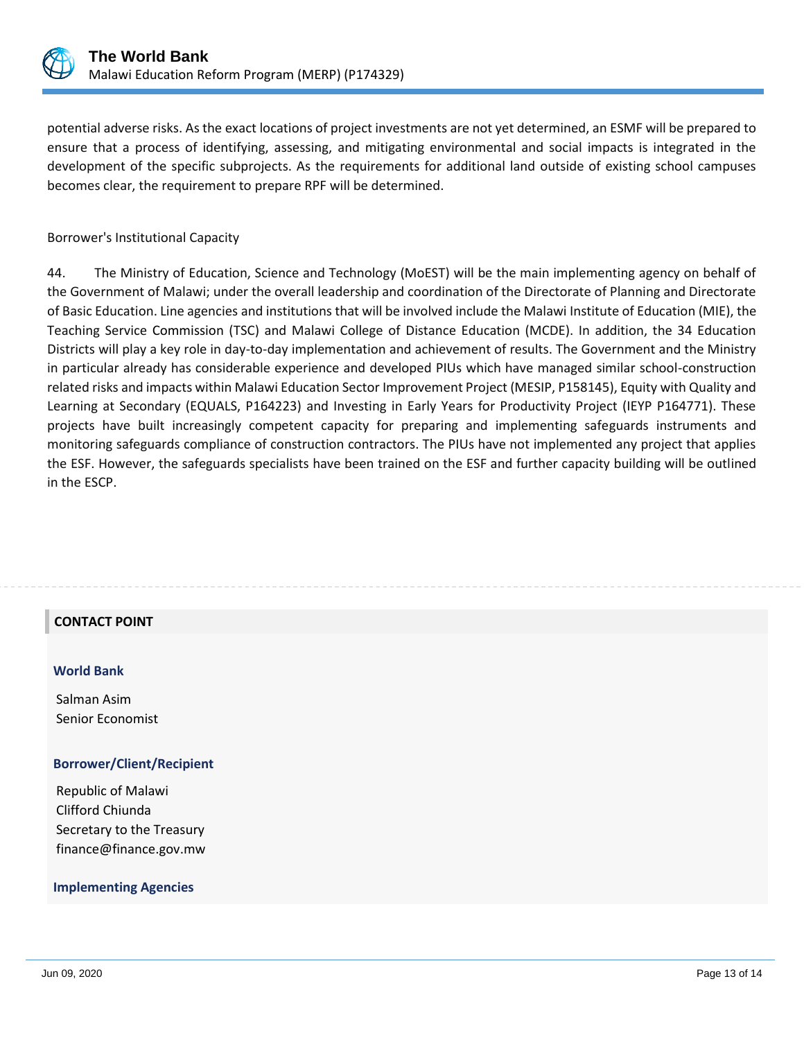potential adverse risks. As the exact locations of project investments are not yet determined, an ESMF will be prepared to ensure that a process of identifying, assessing, and mitigating environmental and social impacts is integrated in the development of the specific subprojects. As the requirements for additional land outside of existing school campuses becomes clear, the requirement to prepare RPF will be determined.

Borrower's Institutional Capacity

44. The Ministry of Education, Science and Technology (MoEST) will be the main implementing agency on behalf of the Government of Malawi; under the overall leadership and coordination of the Directorate of Planning and Directorate of Basic Education. Line agencies and institutions that will be involved include the Malawi Institute of Education (MIE), the Teaching Service Commission (TSC) and Malawi College of Distance Education (MCDE). In addition, the 34 Education Districts will play a key role in day-to-day implementation and achievement of results. The Government and the Ministry in particular already has considerable experience and developed PIUs which have managed similar school-construction related risks and impacts within Malawi Education Sector Improvement Project (MESIP, P158145), Equity with Quality and Learning at Secondary (EQUALS, P164223) and Investing in Early Years for Productivity Project (IEYP P164771). These projects have built increasingly competent capacity for preparing and implementing safeguards instruments and monitoring safeguards compliance of construction contractors. The PIUs have not implemented any project that applies the ESF. However, the safeguards specialists have been trained on the ESF and further capacity building will be outlined in the ESCP.

## CONTACT POINT

### World Bank

Salman Asim
Senior Economist

### Borrower/Client/Recipient

Republic of Malawi
Clifford Chiunda
Secretary to the Treasury
finance@finance.gov.mw

### Implementing Agencies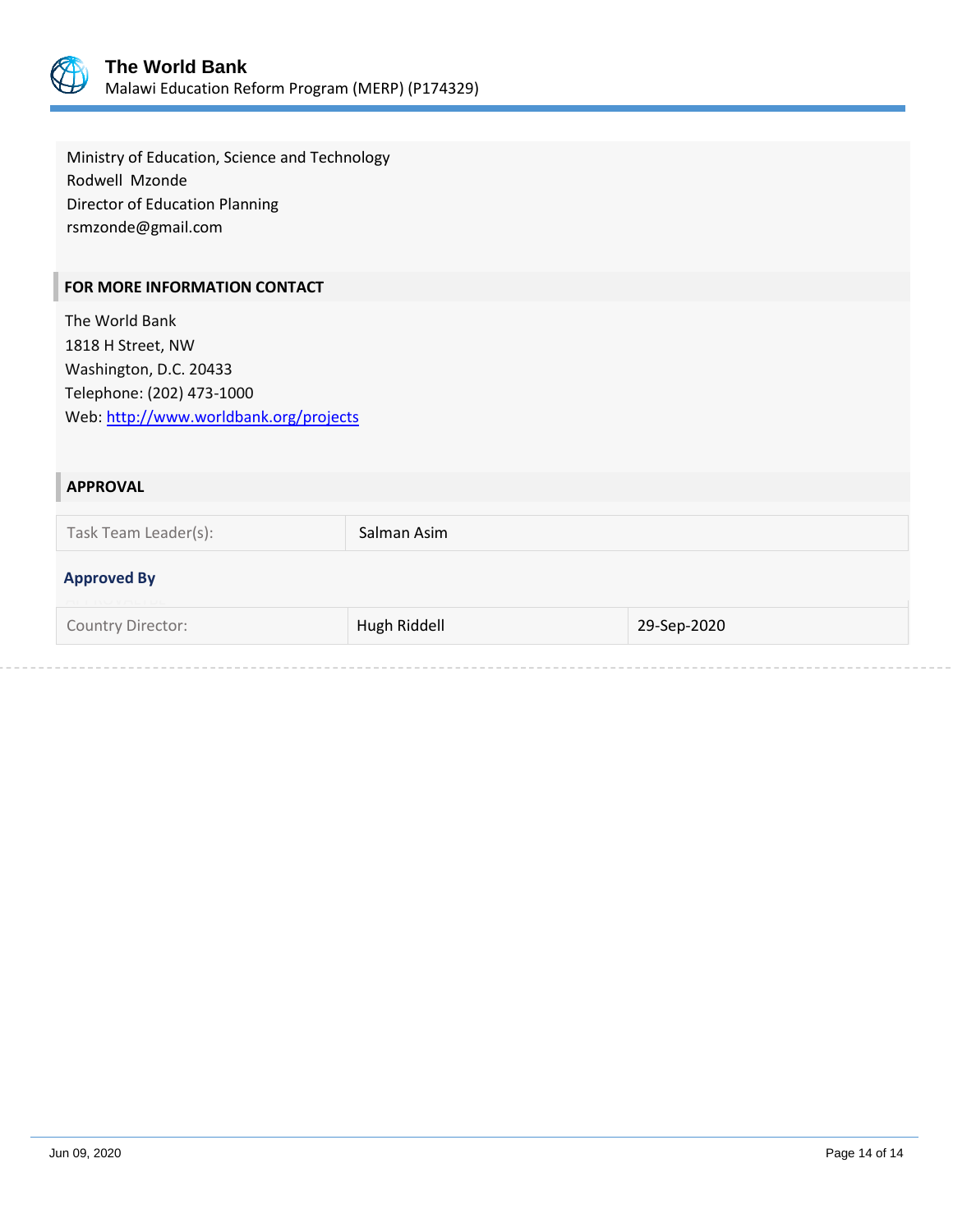Ministry of Education, Science and Technology
Rodwell Mzonde
Director of Education Planning
rsmzonde@gmail.com

### FOR MORE INFORMATION CONTACT

The World Bank
1818 H Street, NW
Washington, D.C. 20433
Telephone: (202) 473-1000
Web: http://www.worldbank.org/projects

### APPROVAL

| | |
|---|---|
| Task Team Leader(s): | Salman Asim |

**Approved By**

| | | |
|---|---|---|
| Country Director: | Hugh Riddell | 29-Sep-2020 |